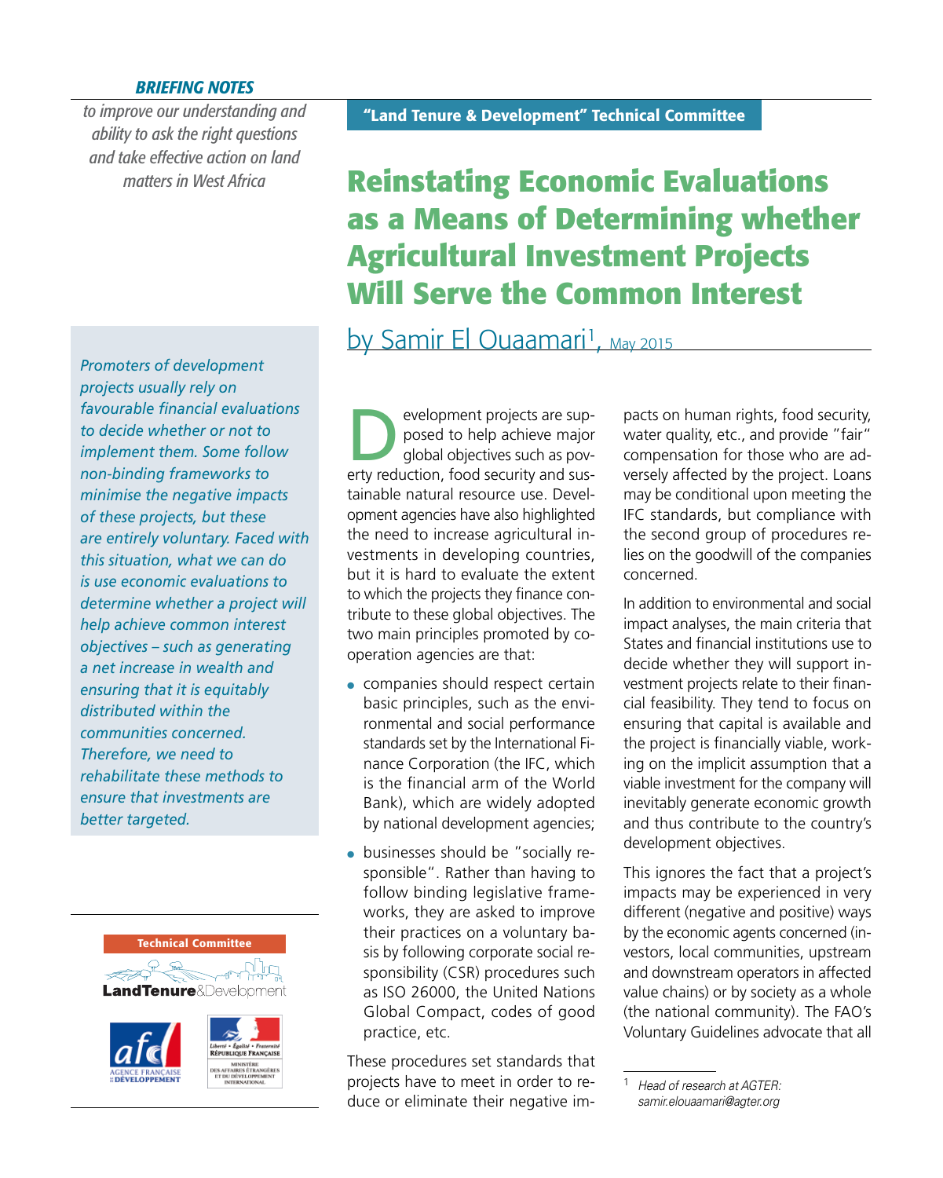***BRIEFING NOTES***

*to improve our understanding and ability to ask the right questions and take effective action on land matters in West Africa*

**"Land Tenure & Development" Technical Committee**

# Reinstating Economic Evaluations as a Means of Determining whether Agricultural Investment Projects Will Serve the Common Interest

by Samir El Ouaamari[1], May 2015

*Promoters of development projects usually rely on favourable financial evaluations to decide whether or not to implement them. Some follow non-binding frameworks to minimise the negative impacts of these projects, but these are entirely voluntary. Faced with this situation, what we can do is use economic evaluations to determine whether a project will help achieve common interest objectives – such as generating a net increase in wealth and ensuring that it is equitably distributed within the communities concerned. Therefore, we need to rehabilitate these methods to ensure that investments are better targeted.*

Development projects are supposed to help achieve major global objectives such as poverty reduction, food security and sustainable natural resource use. Development agencies have also highlighted the need to increase agricultural investments in developing countries, but it is hard to evaluate the extent to which the projects they finance contribute to these global objectives. The two main principles promoted by cooperation agencies are that:

- companies should respect certain basic principles, such as the environmental and social performance standards set by the International Finance Corporation (the IFC, which is the financial arm of the World Bank), which are widely adopted by national development agencies;
- businesses should be "socially responsible". Rather than having to follow binding legislative frameworks, they are asked to improve their practices on a voluntary basis by following corporate social responsibility (CSR) procedures such as ISO 26000, the United Nations Global Compact, codes of good practice, etc.

These procedures set standards that projects have to meet in order to reduce or eliminate their negative impacts on human rights, food security, water quality, etc., and provide "fair" compensation for those who are adversely affected by the project. Loans may be conditional upon meeting the IFC standards, but compliance with the second group of procedures relies on the goodwill of the companies concerned.

In addition to environmental and social impact analyses, the main criteria that States and financial institutions use to decide whether they will support investment projects relate to their financial feasibility. They tend to focus on ensuring that capital is available and the project is financially viable, working on the implicit assumption that a viable investment for the company will inevitably generate economic growth and thus contribute to the country's development objectives.

This ignores the fact that a project's impacts may be experienced in very different (negative and positive) ways by the economic agents concerned (investors, local communities, upstream and downstream operators in affected value chains) or by society as a whole (the national community). The FAO's Voluntary Guidelines advocate that all

---

[1] *Head of research at AGTER: samir.elouaamari@agter.org*

Technical Committee
LandTenure&Development
AGENCE FRANÇAISE DE DÉVELOPPEMENT
Liberté • Égalité • Fraternité
RÉPUBLIQUE FRANÇAISE
MINISTÈRE DES AFFAIRES ÉTRANGÈRES ET DU DÉVELOPPEMENT INTERNATIONAL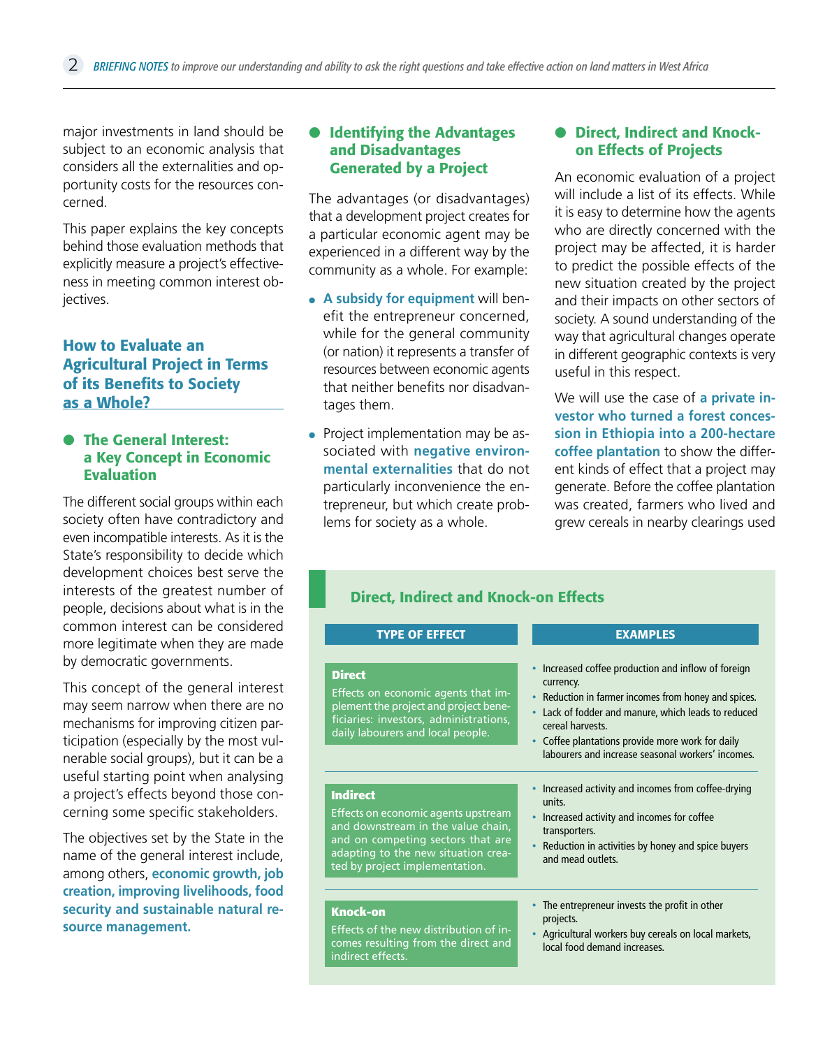major investments in land should be subject to an economic analysis that considers all the externalities and opportunity costs for the resources concerned.

This paper explains the key concepts behind those evaluation methods that explicitly measure a project's effectiveness in meeting common interest objectives.

## How to Evaluate an Agricultural Project in Terms of its Benefits to Society as a Whole?

### The General Interest: a Key Concept in Economic Evaluation

The different social groups within each society often have contradictory and even incompatible interests. As it is the State's responsibility to decide which development choices best serve the interests of the greatest number of people, decisions about what is in the common interest can be considered more legitimate when they are made by democratic governments.

This concept of the general interest may seem narrow when there are no mechanisms for improving citizen participation (especially by the most vulnerable social groups), but it can be a useful starting point when analysing a project's effects beyond those concerning some specific stakeholders.

The objectives set by the State in the name of the general interest include, among others, **economic growth, job creation, improving livelihoods, food security and sustainable natural resource management.**

### Identifying the Advantages and Disadvantages Generated by a Project

The advantages (or disadvantages) that a development project creates for a particular economic agent may be experienced in a different way by the community as a whole. For example:

- **A subsidy for equipment** will benefit the entrepreneur concerned, while for the general community (or nation) it represents a transfer of resources between economic agents that neither benefits nor disadvantages them.
- Project implementation may be associated with **negative environmental externalities** that do not particularly inconvenience the entrepreneur, but which create problems for society as a whole.

### Direct, Indirect and Knock-on Effects of Projects

An economic evaluation of a project will include a list of its effects. While it is easy to determine how the agents who are directly concerned with the project may be affected, it is harder to predict the possible effects of the new situation created by the project and their impacts on other sectors of society. A sound understanding of the way that agricultural changes operate in different geographic contexts is very useful in this respect.

We will use the case of **a private investor who turned a forest concession in Ethiopia into a 200-hectare coffee plantation** to show the different kinds of effect that a project may generate. Before the coffee plantation was created, farmers who lived and grew cereals in nearby clearings used

**Direct, Indirect and Knock-on Effects**

| TYPE OF EFFECT | EXAMPLES |
| --- | --- |
| **Direct**<br>Effects on economic agents that implement the project and project beneficiaries: investors, administrations, daily labourers and local people. | • Increased coffee production and inflow of foreign currency.<br>• Reduction in farmer incomes from honey and spices.<br>• Lack of fodder and manure, which leads to reduced cereal harvests.<br>• Coffee plantations provide more work for daily labourers and increase seasonal workers' incomes. |
| **Indirect**<br>Effects on economic agents upstream and downstream in the value chain, and on competing sectors that are adapting to the new situation created by project implementation. | • Increased activity and incomes from coffee-drying units.<br>• Increased activity and incomes for coffee transporters.<br>• Reduction in activities by honey and spice buyers and mead outlets. |
| **Knock-on**<br>Effects of the new distribution of incomes resulting from the direct and indirect effects. | • The entrepreneur invests the profit in other projects.<br>• Agricultural workers buy cereals on local markets, local food demand increases. |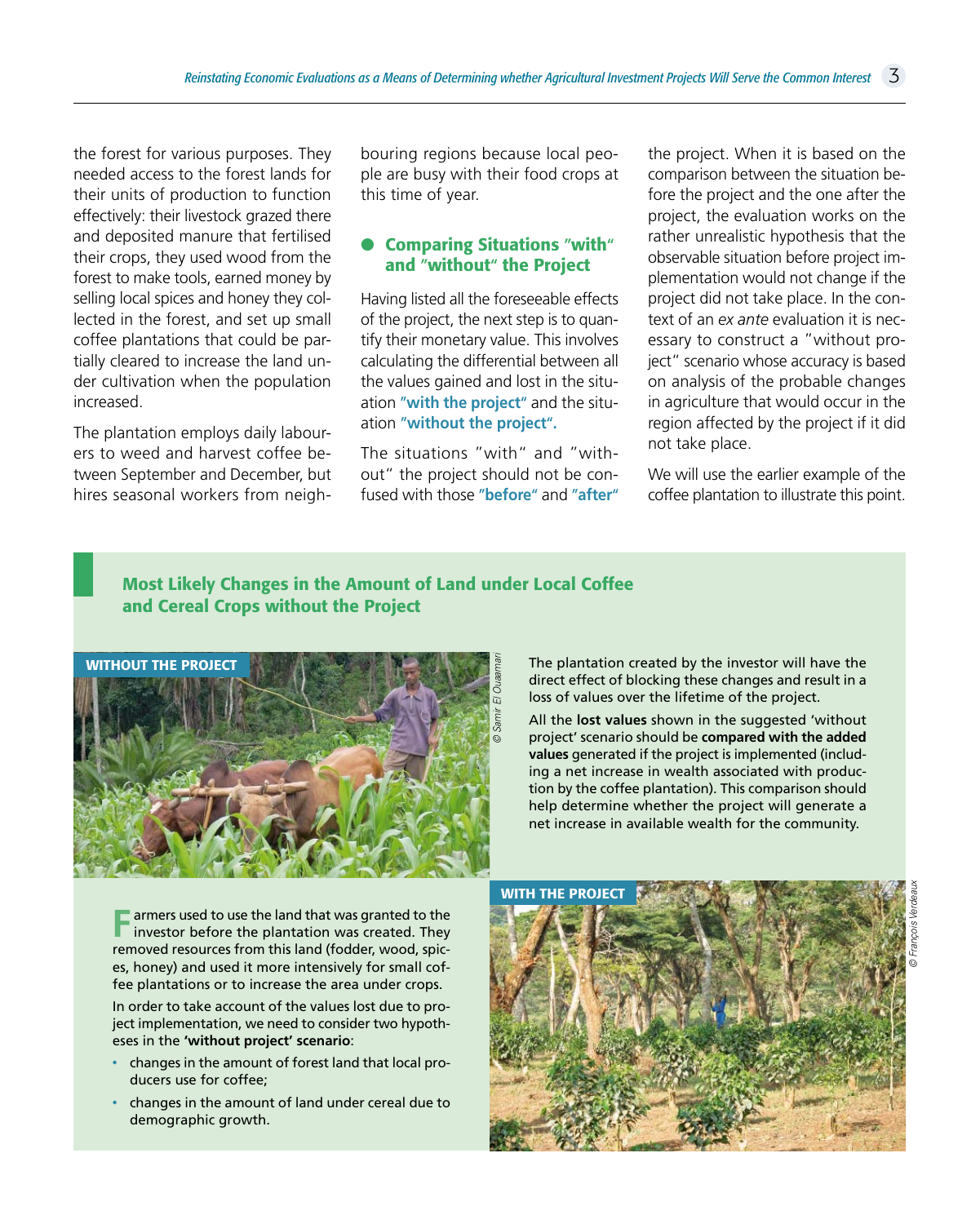the forest for various purposes. They needed access to the forest lands for their units of production to function effectively: their livestock grazed there and deposited manure that fertilised their crops, they used wood from the forest to make tools, earned money by selling local spices and honey they collected in the forest, and set up small coffee plantations that could be partially cleared to increase the land under cultivation when the population increased.

The plantation employs daily labourers to weed and harvest coffee between September and December, but hires seasonal workers from neighbouring regions because local people are busy with their food crops at this time of year.

## Comparing Situations "with" and "without" the Project

Having listed all the foreseeable effects of the project, the next step is to quantify their monetary value. This involves calculating the differential between all the values gained and lost in the situation **"with the project"** and the situation **"without the project".**

The situations "with" and "without" the project should not be confused with those **"before"** and **"after"** the project. When it is based on the comparison between the situation before the project and the one after the project, the evaluation works on the rather unrealistic hypothesis that the observable situation before project implementation would not change if the project did not take place. In the context of an *ex ante* evaluation it is necessary to construct a "without project" scenario whose accuracy is based on analysis of the probable changes in agriculture that would occur in the region affected by the project if it did not take place.

We will use the earlier example of the coffee plantation to illustrate this point.

### Most Likely Changes in the Amount of Land under Local Coffee and Cereal Crops without the Project

**WITHOUT THE PROJECT**

© Samir El Ouaamari

The plantation created by the investor will have the direct effect of blocking these changes and result in a loss of values over the lifetime of the project.

All the **lost values** shown in the suggested 'without project' scenario should be **compared with the added values** generated if the project is implemented (including a net increase in wealth associated with production by the coffee plantation). This comparison should help determine whether the project will generate a net increase in available wealth for the community.

Farmers used to use the land that was granted to the investor before the plantation was created. They removed resources from this land (fodder, wood, spices, honey) and used it more intensively for small coffee plantations or to increase the area under crops.

In order to take account of the values lost due to project implementation, we need to consider two hypotheses in the **'without project' scenario**:

- changes in the amount of forest land that local producers use for coffee;
- changes in the amount of land under cereal due to demographic growth.

**WITH THE PROJECT**

© François Verdeaux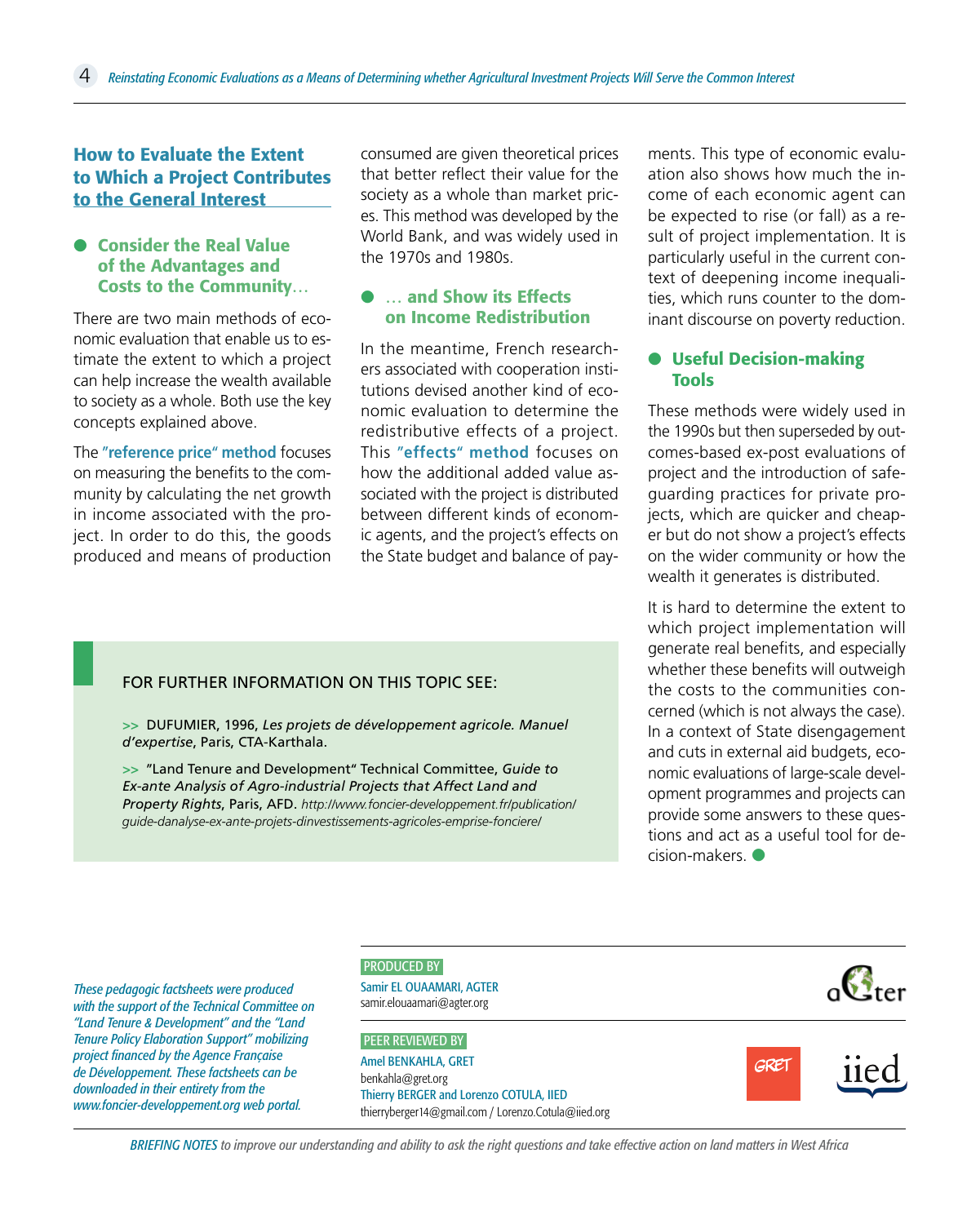## How to Evaluate the Extent to Which a Project Contributes to the General Interest

### Consider the Real Value of the Advantages and Costs to the Community…

There are two main methods of economic evaluation that enable us to estimate the extent to which a project can help increase the wealth available to society as a whole. Both use the key concepts explained above.

The **"reference price" method** focuses on measuring the benefits to the community by calculating the net growth in income associated with the project. In order to do this, the goods produced and means of production consumed are given theoretical prices that better reflect their value for the society as a whole than market prices. This method was developed by the World Bank, and was widely used in the 1970s and 1980s.

### … and Show its Effects on Income Redistribution

In the meantime, French researchers associated with cooperation institutions devised another kind of economic evaluation to determine the redistributive effects of a project. This **"effects" method** focuses on how the additional added value associated with the project is distributed between different kinds of economic agents, and the project's effects on the State budget and balance of payments. This type of economic evaluation also shows how much the income of each economic agent can be expected to rise (or fall) as a result of project implementation. It is particularly useful in the current context of deepening income inequalities, which runs counter to the dominant discourse on poverty reduction.

### Useful Decision-making Tools

These methods were widely used in the 1990s but then superseded by outcomes-based ex-post evaluations of project and the introduction of safeguarding practices for private projects, which are quicker and cheaper but do not show a project's effects on the wider community or how the wealth it generates is distributed.

It is hard to determine the extent to which project implementation will generate real benefits, and especially whether these benefits will outweigh the costs to the communities concerned (which is not always the case). In a context of State disengagement and cuts in external aid budgets, economic evaluations of large-scale development programmes and projects can provide some answers to these questions and act as a useful tool for decision-makers.

FOR FURTHER INFORMATION ON THIS TOPIC SEE:

>> DUFUMIER, 1996, *Les projets de développement agricole. Manuel d'expertise*, Paris, CTA-Karthala.

>> "Land Tenure and Development" Technical Committee, *Guide to Ex-ante Analysis of Agro-industrial Projects that Affect Land and Property Rights*, Paris, AFD. *http://www.foncier-developpement.fr/publication/guide-danalyse-ex-ante-projets-dinvestissements-agricoles-emprise-fonciere/*

*These pedagogic factsheets were produced with the support of the Technical Committee on "Land Tenure & Development" and the "Land Tenure Policy Elaboration Support" mobilizing project financed by the Agence Française de Développement. These factsheets can be downloaded in their entirety from the www.foncier-developpement.org web portal.*

PRODUCED BY
Samir EL OUAAMARI, AGTER
samir.elouaamari@agter.org

PEER REVIEWED BY
Amel BENKAHLA, GRET
benkahla@gret.org
Thierry BERGER and Lorenzo COTULA, IIED
thierryberger14@gmail.com / Lorenzo.Cotula@iied.org

*BRIEFING NOTES to improve our understanding and ability to ask the right questions and take effective action on land matters in West Africa*